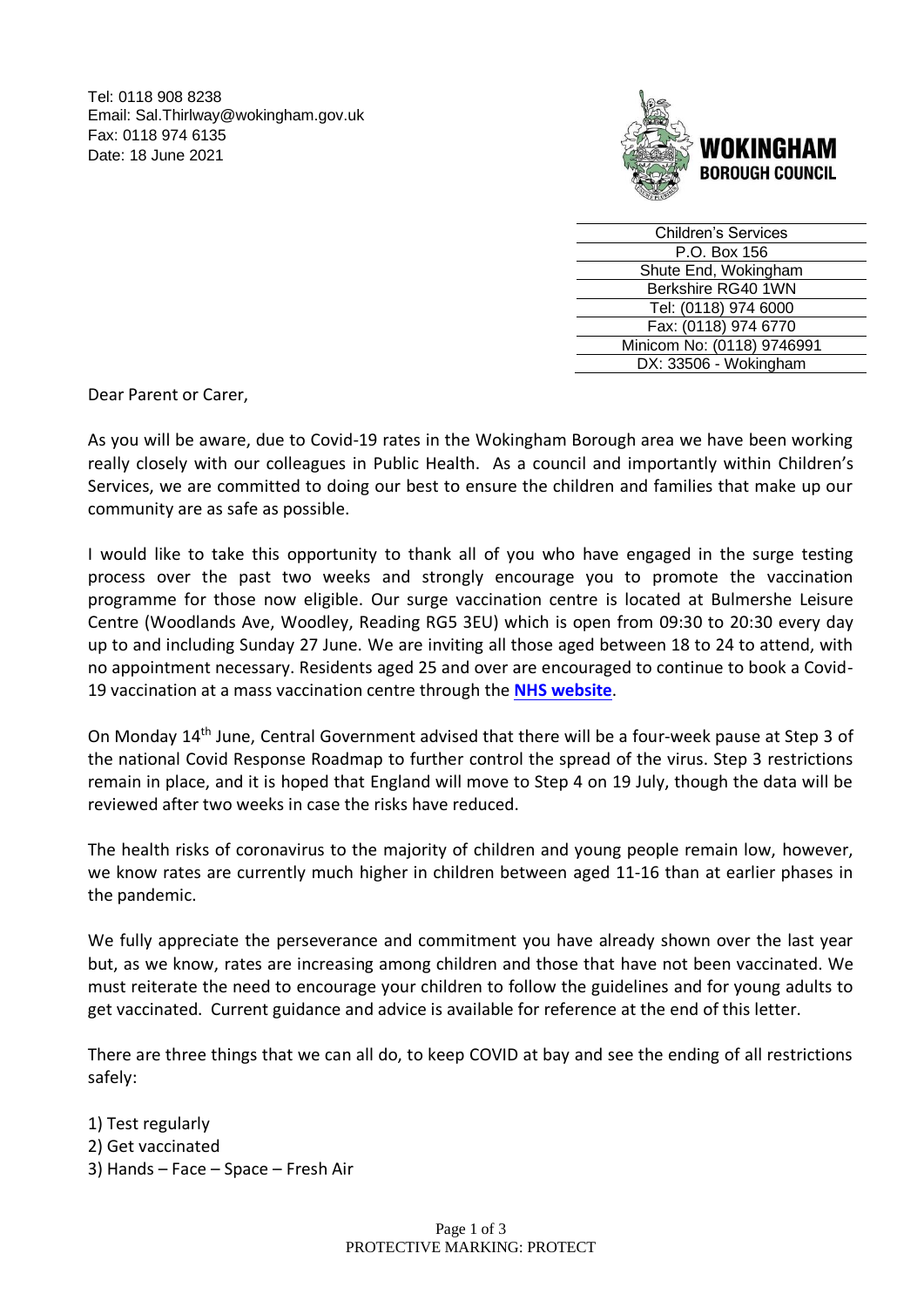Tel: 0118 908 8238
Email: Sal.Thirlway@wokingham.gov.uk
Fax: 0118 974 6135
Date: 18 June 2021

**WOKINGHAM BOROUGH COUNCIL**

Children's Services
P.O. Box 156
Shute End, Wokingham
Berkshire RG40 1WN
Tel: (0118) 974 6000
Fax: (0118) 974 6770
Minicom No: (0118) 9746991
DX: 33506 - Wokingham

Dear Parent or Carer,

As you will be aware, due to Covid-19 rates in the Wokingham Borough area we have been working really closely with our colleagues in Public Health. As a council and importantly within Children's Services, we are committed to doing our best to ensure the children and families that make up our community are as safe as possible.

I would like to take this opportunity to thank all of you who have engaged in the surge testing process over the past two weeks and strongly encourage you to promote the vaccination programme for those now eligible. Our surge vaccination centre is located at Bulmershe Leisure Centre (Woodlands Ave, Woodley, Reading RG5 3EU) which is open from 09:30 to 20:30 every day up to and including Sunday 27 June. We are inviting all those aged between 18 to 24 to attend, with no appointment necessary. Residents aged 25 and over are encouraged to continue to book a Covid-19 vaccination at a mass vaccination centre through the **NHS website**.

On Monday 14th June, Central Government advised that there will be a four-week pause at Step 3 of the national Covid Response Roadmap to further control the spread of the virus. Step 3 restrictions remain in place, and it is hoped that England will move to Step 4 on 19 July, though the data will be reviewed after two weeks in case the risks have reduced.

The health risks of coronavirus to the majority of children and young people remain low, however, we know rates are currently much higher in children between aged 11-16 than at earlier phases in the pandemic.

We fully appreciate the perseverance and commitment you have already shown over the last year but, as we know, rates are increasing among children and those that have not been vaccinated. We must reiterate the need to encourage your children to follow the guidelines and for young adults to get vaccinated. Current guidance and advice is available for reference at the end of this letter.

There are three things that we can all do, to keep COVID at bay and see the ending of all restrictions safely:

1) Test regularly
2) Get vaccinated
3) Hands – Face – Space – Fresh Air

PROTECTIVE MARKING: PROTECT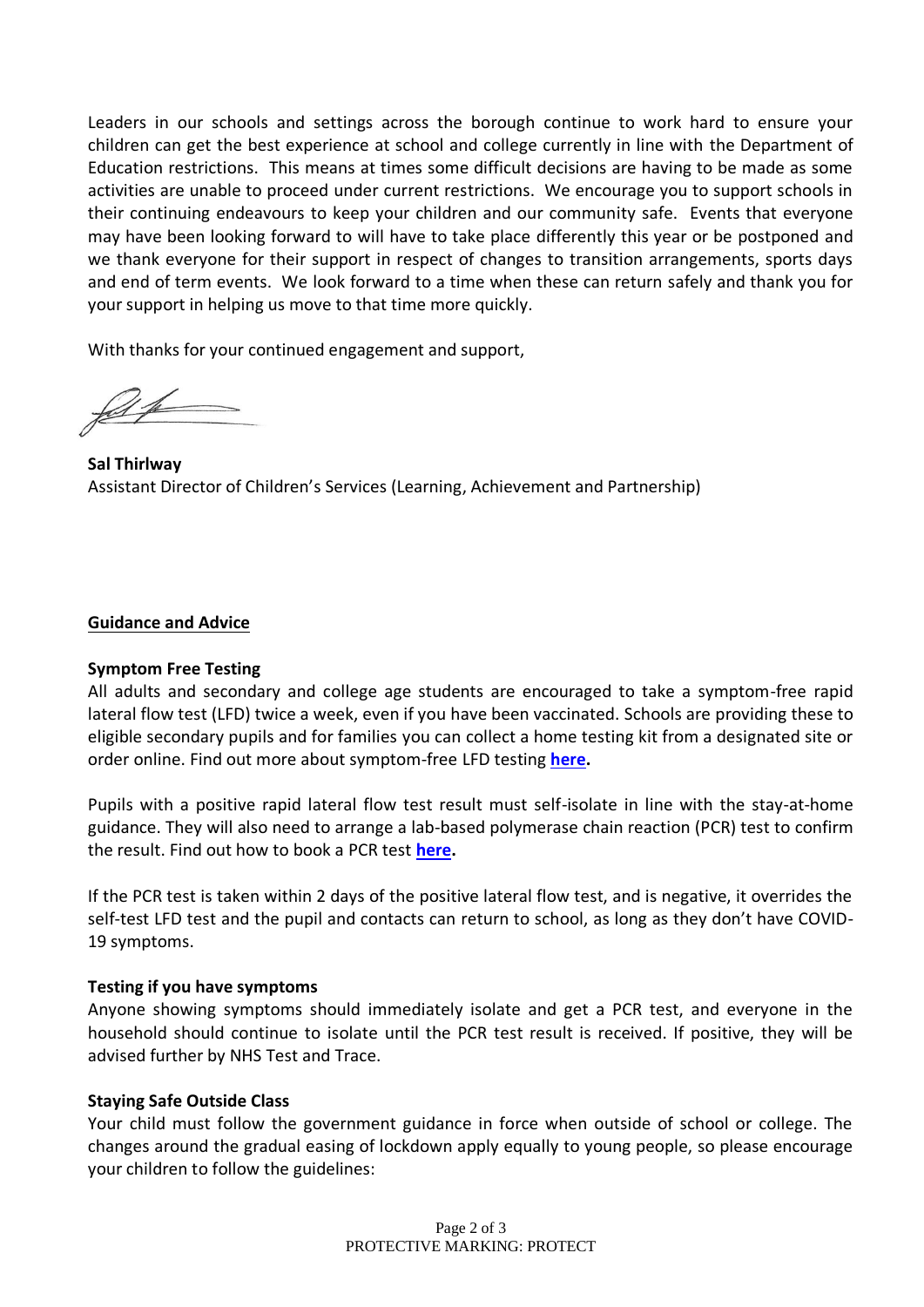Leaders in our schools and settings across the borough continue to work hard to ensure your children can get the best experience at school and college currently in line with the Department of Education restrictions. This means at times some difficult decisions are having to be made as some activities are unable to proceed under current restrictions. We encourage you to support schools in their continuing endeavours to keep your children and our community safe. Events that everyone may have been looking forward to will have to take place differently this year or be postponed and we thank everyone for their support in respect of changes to transition arrangements, sports days and end of term events. We look forward to a time when these can return safely and thank you for your support in helping us move to that time more quickly.

With thanks for your continued engagement and support,

**Sal Thirlway**
Assistant Director of Children's Services (Learning, Achievement and Partnership)

## Guidance and Advice

### Symptom Free Testing

All adults and secondary and college age students are encouraged to take a symptom-free rapid lateral flow test (LFD) twice a week, even if you have been vaccinated. Schools are providing these to eligible secondary pupils and for families you can collect a home testing kit from a designated site or order online. Find out more about symptom-free LFD testing **here.**

Pupils with a positive rapid lateral flow test result must self-isolate in line with the stay-at-home guidance. They will also need to arrange a lab-based polymerase chain reaction (PCR) test to confirm the result. Find out how to book a PCR test **here.**

If the PCR test is taken within 2 days of the positive lateral flow test, and is negative, it overrides the self-test LFD test and the pupil and contacts can return to school, as long as they don't have COVID-19 symptoms.

### Testing if you have symptoms

Anyone showing symptoms should immediately isolate and get a PCR test, and everyone in the household should continue to isolate until the PCR test result is received. If positive, they will be advised further by NHS Test and Trace.

### Staying Safe Outside Class

Your child must follow the government guidance in force when outside of school or college. The changes around the gradual easing of lockdown apply equally to young people, so please encourage your children to follow the guidelines: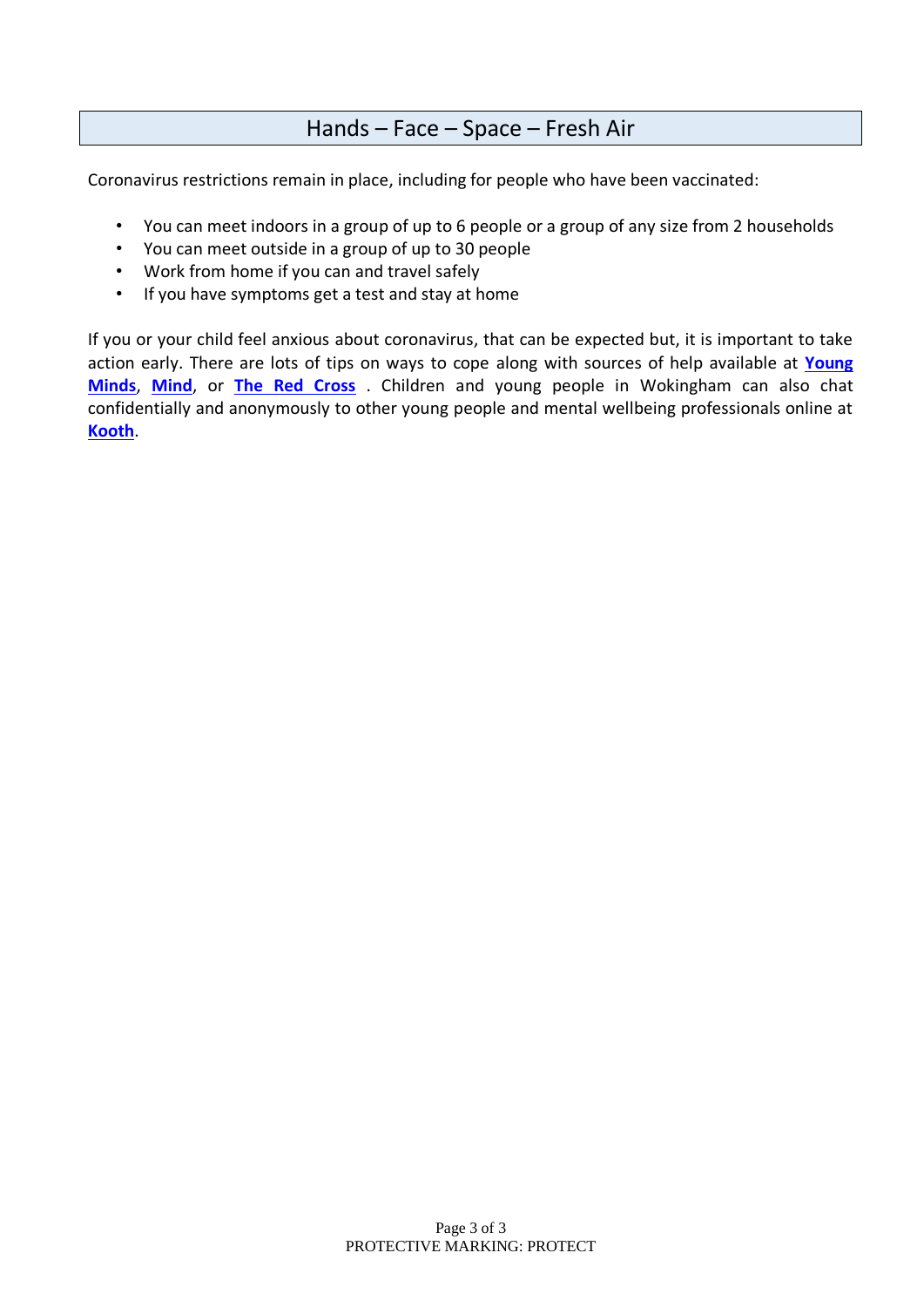## Hands – Face – Space – Fresh Air

Coronavirus restrictions remain in place, including for people who have been vaccinated:

- You can meet indoors in a group of up to 6 people or a group of any size from 2 households
- You can meet outside in a group of up to 30 people
- Work from home if you can and travel safely
- If you have symptoms get a test and stay at home

If you or your child feel anxious about coronavirus, that can be expected but, it is important to take action early. There are lots of tips on ways to cope along with sources of help available at **Young Minds**, **Mind**, or **The Red Cross** . Children and young people in Wokingham can also chat confidentially and anonymously to other young people and mental wellbeing professionals online at **Kooth**.

PROTECTIVE MARKING: PROTECT